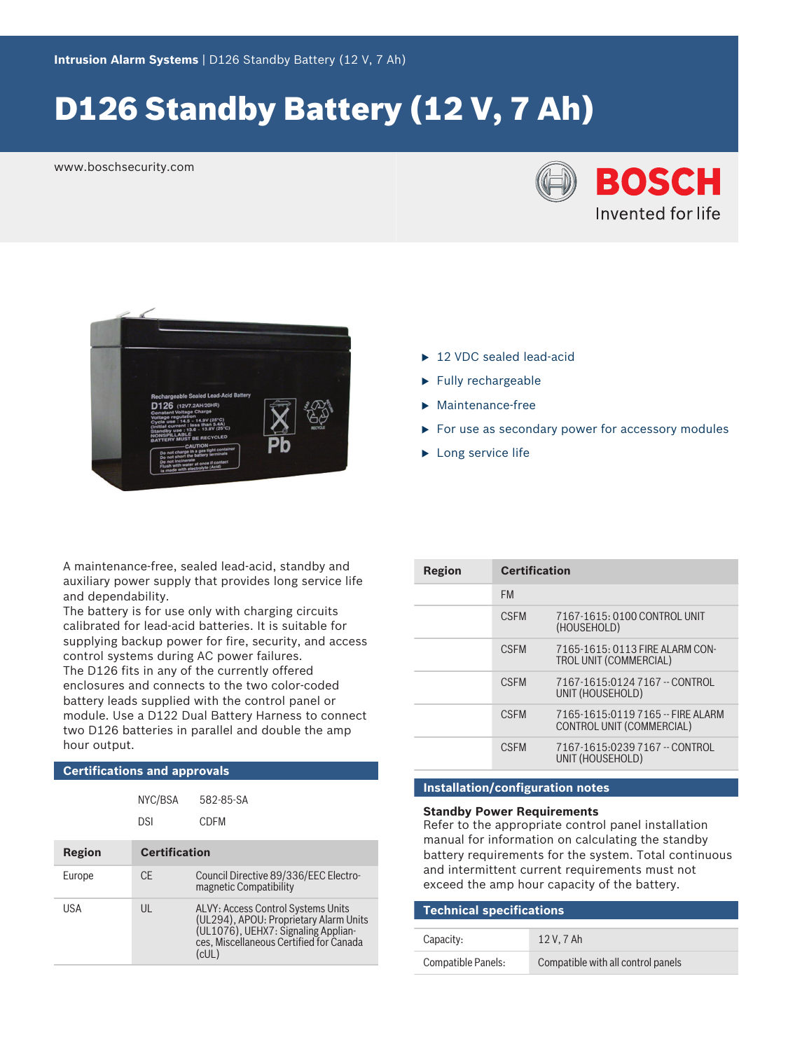Intrusion Alarm Systems | D126 Standby Battery (12 V, 7 Ah)

# D126 Standby Battery (12 V, 7 Ah)

www.boschsecurity.com

- 12 VDC sealed lead-acid
- Fully rechargeable
- Maintenance-free
- For use as secondary power for accessory modules
- Long service life

A maintenance-free, sealed lead-acid, standby and auxiliary power supply that provides long service life and dependability.

The battery is for use only with charging circuits calibrated for lead-acid batteries. It is suitable for supplying backup power for fire, security, and access control systems during AC power failures.

The D126 fits in any of the currently offered enclosures and connects to the two color-coded battery leads supplied with the control panel or module. Use a D122 Dual Battery Harness to connect two D126 batteries in parallel and double the amp hour output.

## Certifications and approvals

| | | |
|---|---|---|
| | NYC/BSA | 582-85-SA |
| | DSI | CDFM |

| Region | Certification | |
|---|---|---|
| Europe | CE | Council Directive 89/336/EEC Electromagnetic Compatibility |
| USA | UL | ALVY: Access Control Systems Units (UL294), APOU: Proprietary Alarm Units (UL1076), UEHX7: Signaling Appliances, Miscellaneous Certified for Canada (cUL) |
| | FM | |
| | CSFM | 7167-1615: 0100 CONTROL UNIT (HOUSEHOLD) |
| | CSFM | 7165-1615: 0113 FIRE ALARM CONTROL UNIT (COMMERCIAL) |
| | CSFM | 7167-1615:0124 7167 -- CONTROL UNIT (HOUSEHOLD) |
| | CSFM | 7165-1615:0119 7165 -- FIRE ALARM CONTROL UNIT (COMMERCIAL) |
| | CSFM | 7167-1615:0239 7167 -- CONTROL UNIT (HOUSEHOLD) |

## Installation/configuration notes

### Standby Power Requirements

Refer to the appropriate control panel installation manual for information on calculating the standby battery requirements for the system. Total continuous and intermittent current requirements must not exceed the amp hour capacity of the battery.

## Technical specifications

| | |
|---|---|
| Capacity: | 12 V, 7 Ah |
| Compatible Panels: | Compatible with all control panels |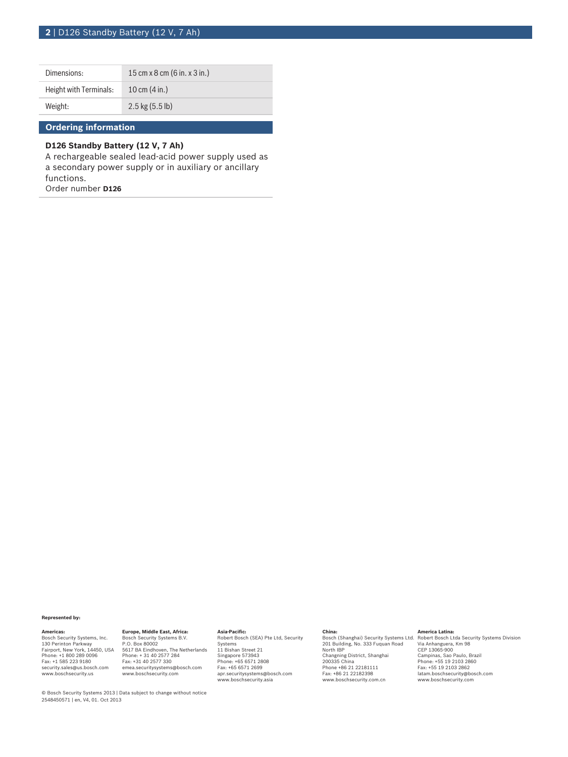| | |
|---|---|
| Dimensions: | 15 cm x 8 cm (6 in. x 3 in.) |
| Height with Terminals: | 10 cm (4 in.) |
| Weight: | 2.5 kg (5.5 lb) |

## Ordering information

**D126 Standby Battery (12 V, 7 Ah)**
A rechargeable sealed lead-acid power supply used as a secondary power supply or in auxiliary or ancillary functions.
Order number **D126**

**Represented by:**

**Americas:**
Bosch Security Systems, Inc.
130 Perinton Parkway
Fairport, New York, 14450, USA
Phone: +1 800 289 0096
Fax: +1 585 223 9180
security.sales@us.bosch.com
www.boschsecurity.us

**Europe, Middle East, Africa:**
Bosch Security Systems B.V.
P.O. Box 80002
5617 BA Eindhoven, The Netherlands
Phone: + 31 40 2577 284
Fax: +31 40 2577 330
emea.securitysystems@bosch.com
www.boschsecurity.com

**Asia-Pacific:**
Robert Bosch (SEA) Pte Ltd, Security Systems
11 Bishan Street 21
Singapore 573943
Phone: +65 6571 2808
Fax: +65 6571 2699
apr.securitysystems@bosch.com
www.boschsecurity.asia

**China:**
Bosch (Shanghai) Security Systems Ltd.
201 Building, No. 333 Fuquan Road
North IBP
Changning District, Shanghai
200335 China
Phone +86 21 22181111
Fax: +86 21 22182398
www.boschsecurity.com.cn

**America Latina:**
Robert Bosch Ltda Security Systems Division
Via Anhanguera, Km 98
CEP 13065-900
Campinas, Sao Paulo, Brazil
Phone: +55 19 2103 2860
Fax: +55 19 2103 2862
latam.boschsecurity@bosch.com
www.boschsecurity.com

© Bosch Security Systems 2013 | Data subject to change without notice
2548450571 | en, V4, 01. Oct 2013